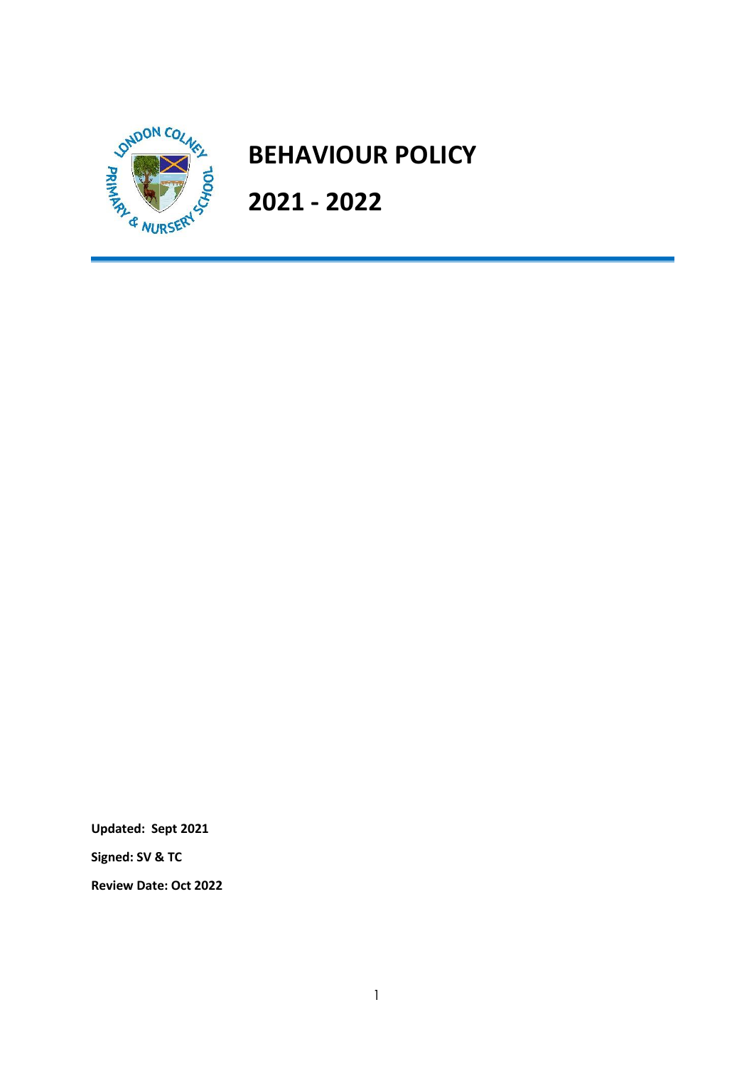# BEHAVIOUR POLICY

# 2021 - 2022

**Updated: Sept 2021**

**Signed: SV & TC**

**Review Date: Oct 2022**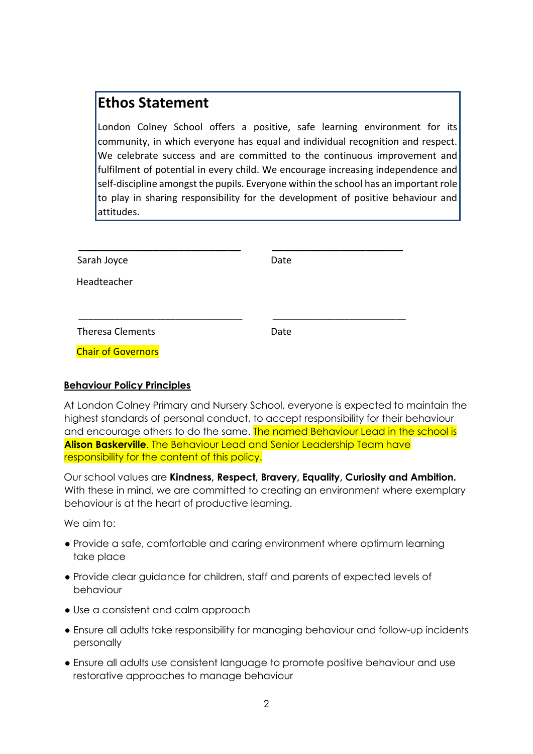## Ethos Statement

London Colney School offers a positive, safe learning environment for its community, in which everyone has equal and individual recognition and respect. We celebrate success and are committed to the continuous improvement and fulfilment of potential in every child. We encourage increasing independence and self-discipline amongst the pupils. Everyone within the school has an important role to play in sharing responsibility for the development of positive behaviour and attitudes.

\_\_\_\_\_\_\_\_\_\_\_\_\_\_\_\_\_\_\_\_\_\_\_\_\_\_\_\_\_\_ \_\_\_\_\_\_\_\_\_\_\_\_\_\_\_\_\_\_\_\_\_\_\_\_

Sarah Joyce Date

Headteacher

\_\_\_\_\_\_\_\_\_\_\_\_\_\_\_\_\_\_\_\_\_\_\_\_\_\_\_\_\_\_ \_\_\_\_\_\_\_\_\_\_\_\_\_\_\_\_\_\_\_\_\_\_\_\_

Theresa Clements Date

Chair of Governors

**Behaviour Policy Principles**

At London Colney Primary and Nursery School, everyone is expected to maintain the highest standards of personal conduct, to accept responsibility for their behaviour and encourage others to do the same. The named Behaviour Lead in the school is **Alison Baskerville**. The Behaviour Lead and Senior Leadership Team have responsibility for the content of this policy.

Our school values are **Kindness, Respect, Bravery, Equality, Curiosity and Ambition.** With these in mind, we are committed to creating an environment where exemplary behaviour is at the heart of productive learning.

We aim to:

- Provide a safe, comfortable and caring environment where optimum learning take place
- Provide clear guidance for children, staff and parents of expected levels of behaviour
- Use a consistent and calm approach
- Ensure all adults take responsibility for managing behaviour and follow-up incidents personally
- Ensure all adults use consistent language to promote positive behaviour and use restorative approaches to manage behaviour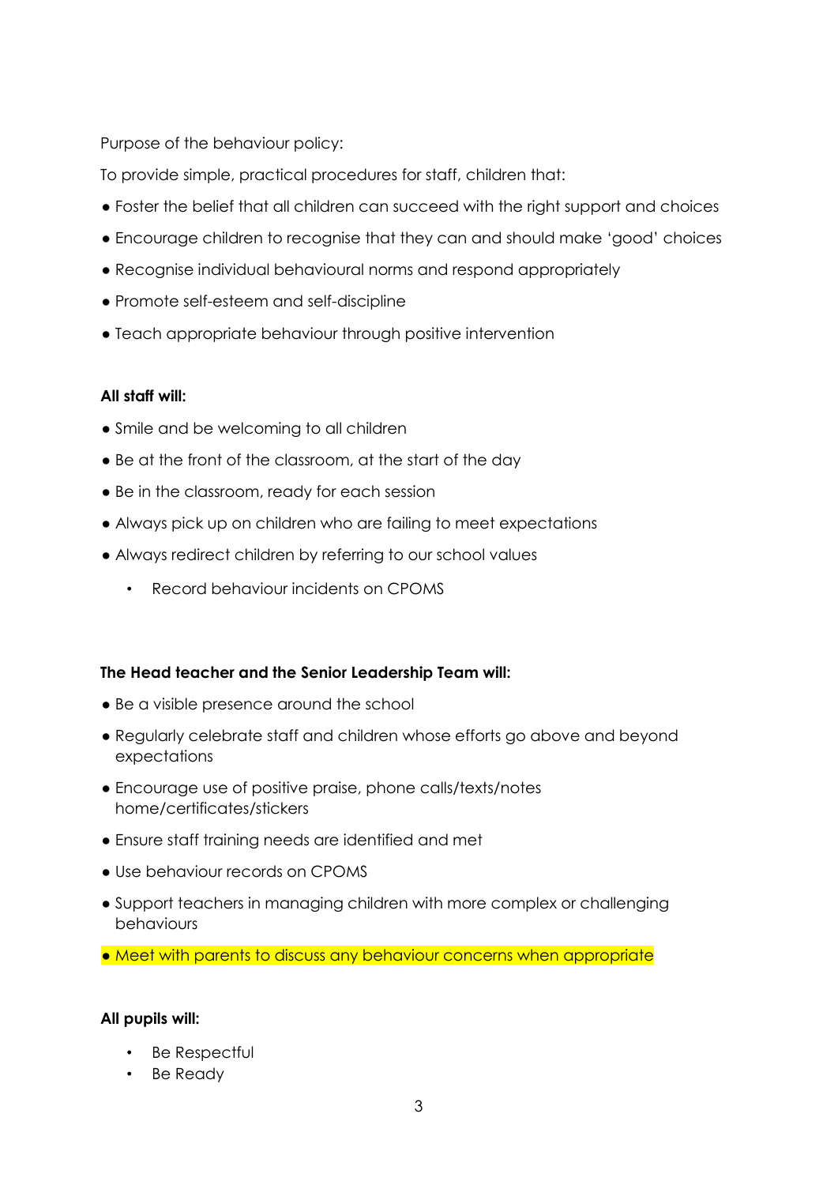Purpose of the behaviour policy:

To provide simple, practical procedures for staff, children that:

- Foster the belief that all children can succeed with the right support and choices
- Encourage children to recognise that they can and should make 'good' choices
- Recognise individual behavioural norms and respond appropriately
- Promote self-esteem and self-discipline
- Teach appropriate behaviour through positive intervention

**All staff will:**

- Smile and be welcoming to all children
- Be at the front of the classroom, at the start of the day
- Be in the classroom, ready for each session
- Always pick up on children who are failing to meet expectations
- Always redirect children by referring to our school values
  - Record behaviour incidents on CPOMS

**The Head teacher and the Senior Leadership Team will:**

- Be a visible presence around the school
- Regularly celebrate staff and children whose efforts go above and beyond expectations
- Encourage use of positive praise, phone calls/texts/notes home/certificates/stickers
- Ensure staff training needs are identified and met
- Use behaviour records on CPOMS
- Support teachers in managing children with more complex or challenging behaviours
- Meet with parents to discuss any behaviour concerns when appropriate

**All pupils will:**

- Be Respectful
- Be Ready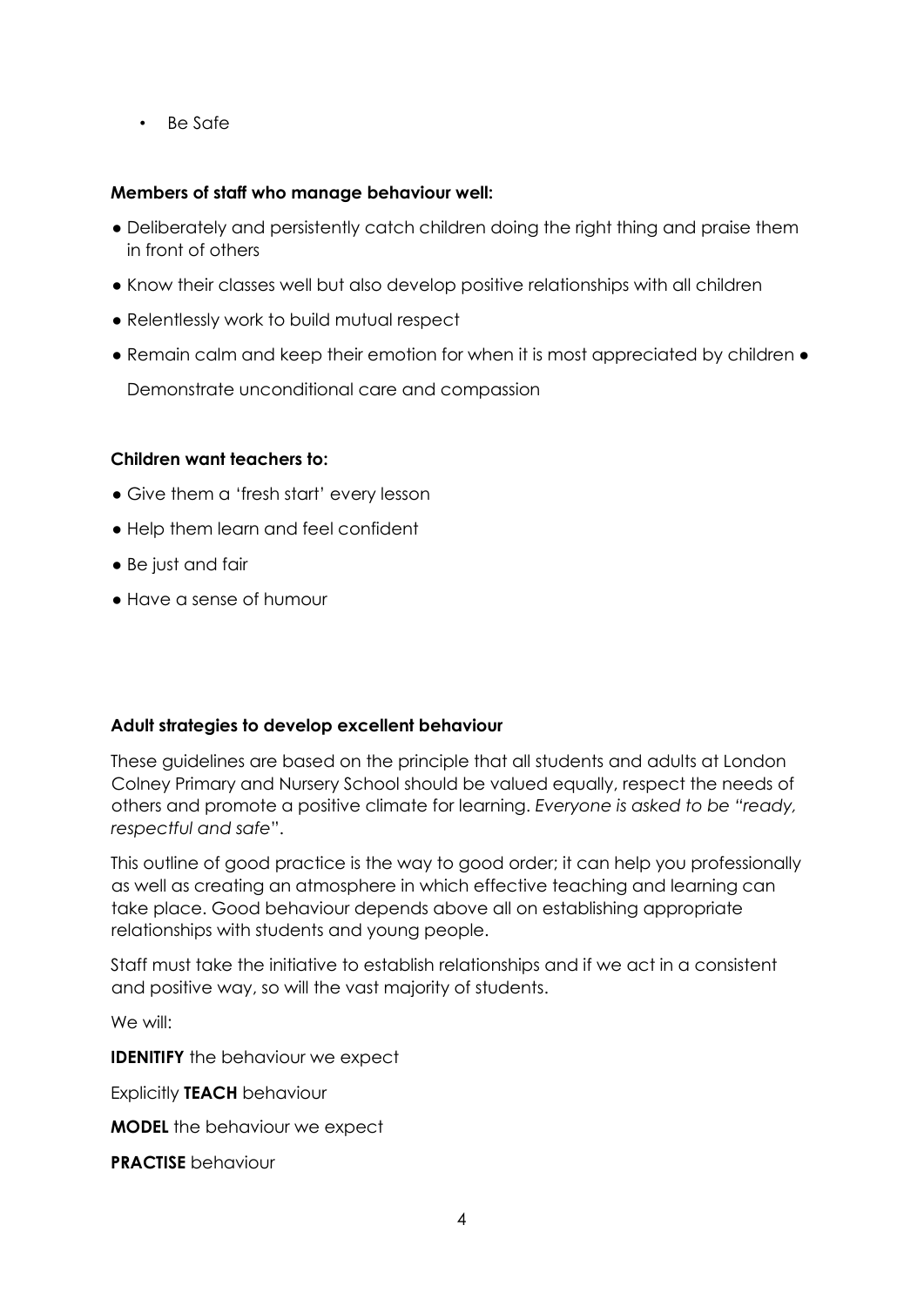- Be Safe

**Members of staff who manage behaviour well:**

- Deliberately and persistently catch children doing the right thing and praise them in front of others
- Know their classes well but also develop positive relationships with all children
- Relentlessly work to build mutual respect
- Remain calm and keep their emotion for when it is most appreciated by children
- Demonstrate unconditional care and compassion

**Children want teachers to:**

- Give them a 'fresh start' every lesson
- Help them learn and feel confident
- Be just and fair
- Have a sense of humour

**Adult strategies to develop excellent behaviour**

These guidelines are based on the principle that all students and adults at London Colney Primary and Nursery School should be valued equally, respect the needs of others and promote a positive climate for learning. *Everyone is asked to be "ready, respectful and safe*".

This outline of good practice is the way to good order; it can help you professionally as well as creating an atmosphere in which effective teaching and learning can take place. Good behaviour depends above all on establishing appropriate relationships with students and young people.

Staff must take the initiative to establish relationships and if we act in a consistent and positive way, so will the vast majority of students.

We will:

**IDENITIFY** the behaviour we expect

Explicitly **TEACH** behaviour

**MODEL** the behaviour we expect

**PRACTISE** behaviour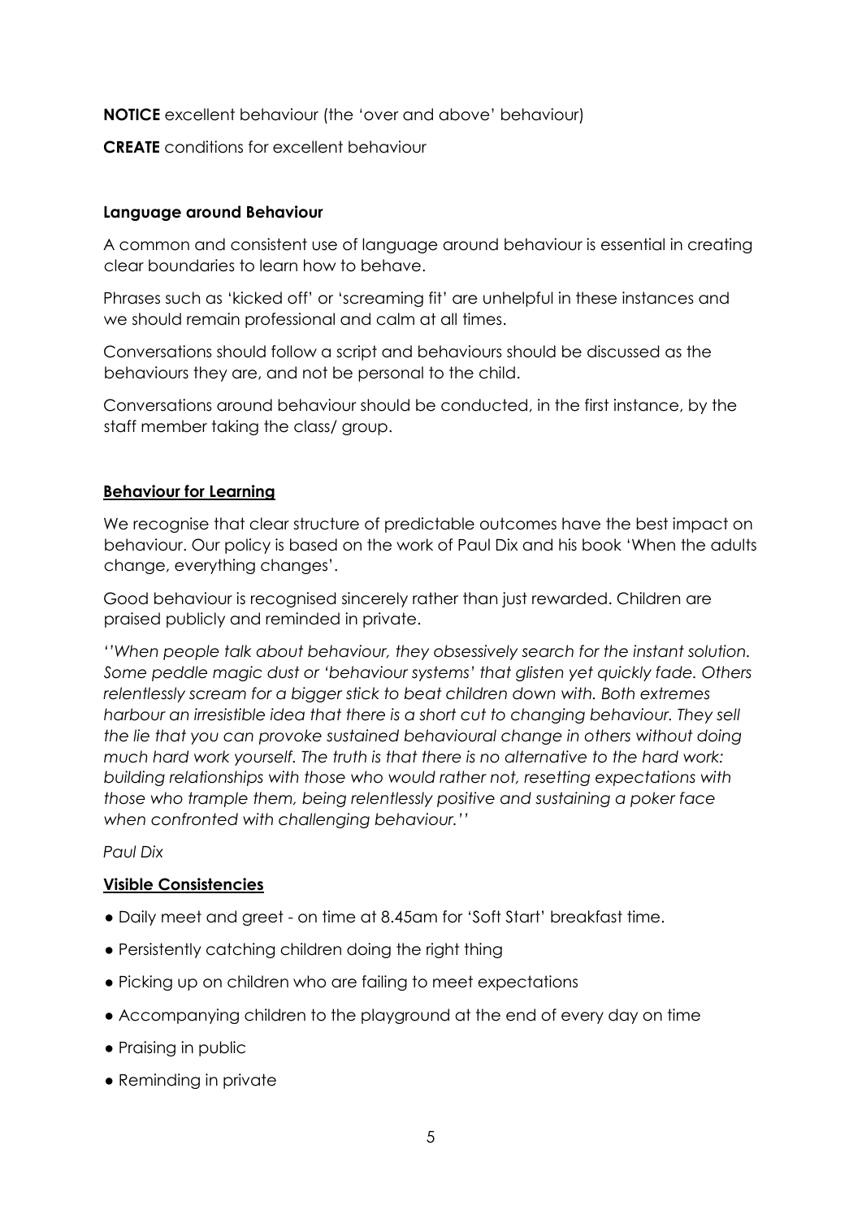**NOTICE** excellent behaviour (the 'over and above' behaviour)

**CREATE** conditions for excellent behaviour

### Language around Behaviour

A common and consistent use of language around behaviour is essential in creating clear boundaries to learn how to behave.

Phrases such as 'kicked off' or 'screaming fit' are unhelpful in these instances and we should remain professional and calm at all times.

Conversations should follow a script and behaviours should be discussed as the behaviours they are, and not be personal to the child.

Conversations around behaviour should be conducted, in the first instance, by the staff member taking the class/ group.

### Behaviour for Learning

We recognise that clear structure of predictable outcomes have the best impact on behaviour. Our policy is based on the work of Paul Dix and his book 'When the adults change, everything changes'.

Good behaviour is recognised sincerely rather than just rewarded. Children are praised publicly and reminded in private.

*''When people talk about behaviour, they obsessively search for the instant solution. Some peddle magic dust or 'behaviour systems' that glisten yet quickly fade. Others relentlessly scream for a bigger stick to beat children down with. Both extremes harbour an irresistible idea that there is a short cut to changing behaviour. They sell the lie that you can provoke sustained behavioural change in others without doing much hard work yourself. The truth is that there is no alternative to the hard work: building relationships with those who would rather not, resetting expectations with those who trample them, being relentlessly positive and sustaining a poker face when confronted with challenging behaviour.''*

*Paul Dix*

### Visible Consistencies

- Daily meet and greet - on time at 8.45am for 'Soft Start' breakfast time.
- Persistently catching children doing the right thing
- Picking up on children who are failing to meet expectations
- Accompanying children to the playground at the end of every day on time
- Praising in public
- Reminding in private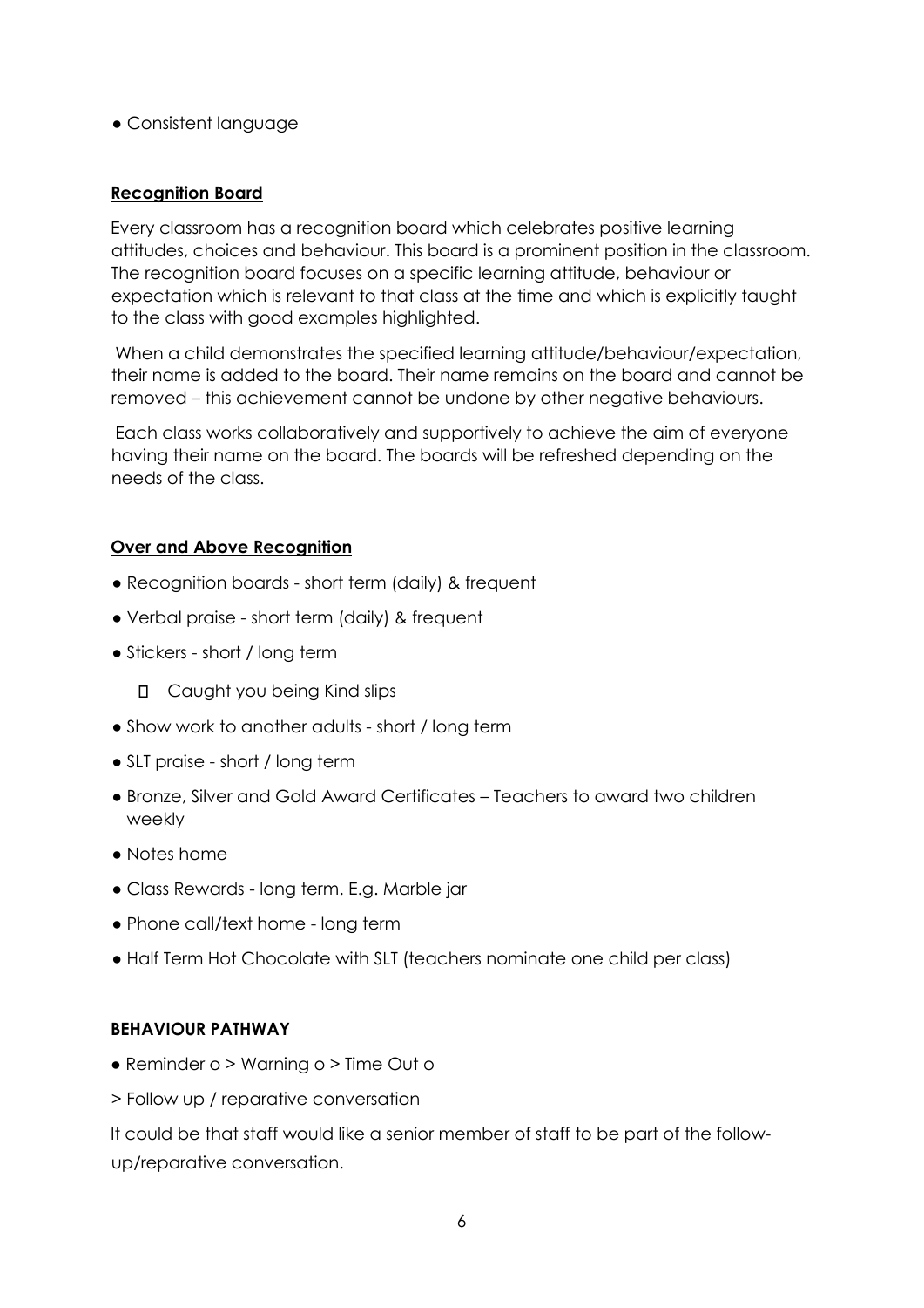- Consistent language

**Recognition Board**

Every classroom has a recognition board which celebrates positive learning attitudes, choices and behaviour. This board is a prominent position in the classroom. The recognition board focuses on a specific learning attitude, behaviour or expectation which is relevant to that class at the time and which is explicitly taught to the class with good examples highlighted.

When a child demonstrates the specified learning attitude/behaviour/expectation, their name is added to the board. Their name remains on the board and cannot be removed – this achievement cannot be undone by other negative behaviours.

Each class works collaboratively and supportively to achieve the aim of everyone having their name on the board. The boards will be refreshed depending on the needs of the class.

**Over and Above Recognition**

- Recognition boards - short term (daily) & frequent
- Verbal praise - short term (daily) & frequent
- Stickers - short / long term
  - Caught you being Kind slips
- Show work to another adults - short / long term
- SLT praise - short / long term
- Bronze, Silver and Gold Award Certificates – Teachers to award two children weekly
- Notes home
- Class Rewards - long term. E.g. Marble jar
- Phone call/text home - long term
- Half Term Hot Chocolate with SLT (teachers nominate one child per class)

**BEHAVIOUR PATHWAY**

- Reminder o > Warning o > Time Out o

> Follow up / reparative conversation

It could be that staff would like a senior member of staff to be part of the follow-up/reparative conversation.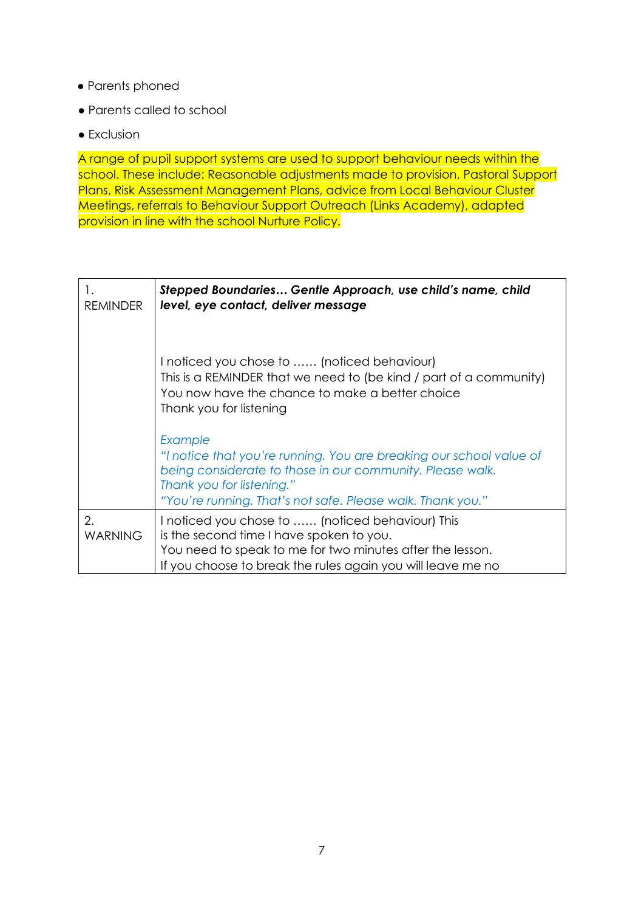- Parents phoned
- Parents called to school
- Exclusion

A range of pupil support systems are used to support behaviour needs within the school. These include: Reasonable adjustments made to provision, Pastoral Support Plans, Risk Assessment Management Plans, advice from Local Behaviour Cluster Meetings, referrals to Behaviour Support Outreach (Links Academy), adapted provision in line with the school Nurture Policy.

| | |
|---|---|
| 1. REMINDER | ***Stepped Boundaries… Gentle Approach, use child's name, child level, eye contact, deliver message***<br><br>I noticed you chose to …… (noticed behaviour)<br>This is a REMINDER that we need to (be kind / part of a community)<br>You now have the chance to make a better choice<br>Thank you for listening<br><br>*Example*<br>*"I notice that you're running. You are breaking our school value of being considerate to those in our community. Please walk. Thank you for listening."*<br>*"You're running. That's not safe. Please walk. Thank you."* |
| 2. WARNING | I noticed you chose to …… (noticed behaviour) This is the second time I have spoken to you.<br>You need to speak to me for two minutes after the lesson.<br>If you choose to break the rules again you will leave me no |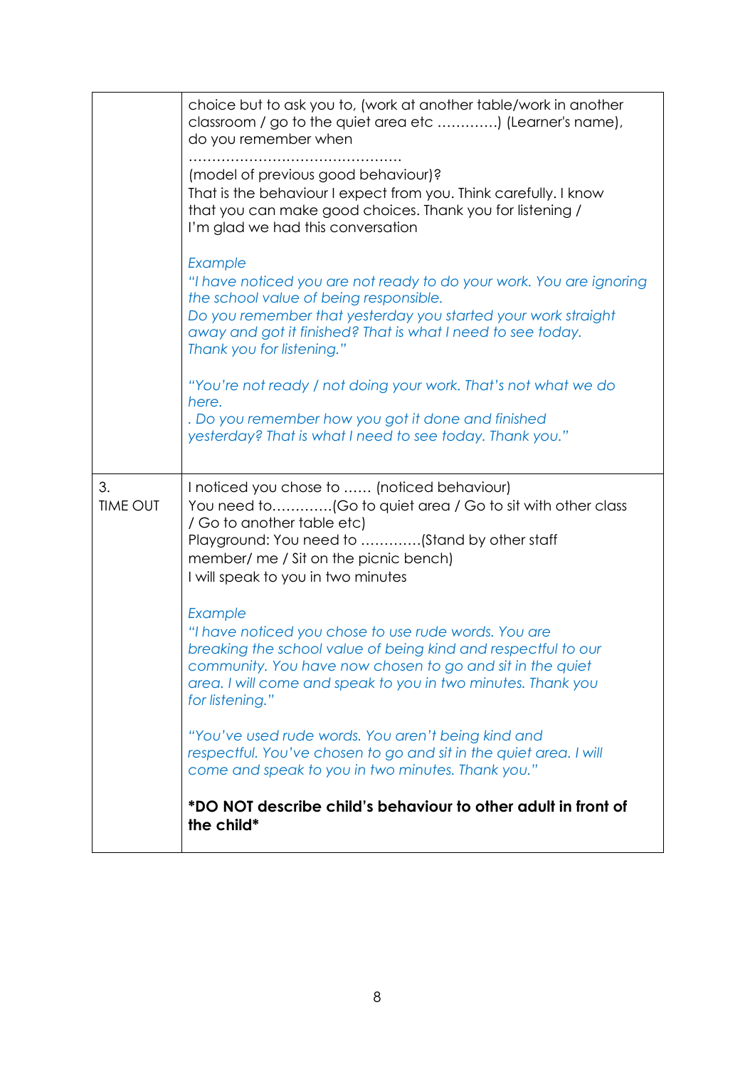| | |
|---|---|
| | choice but to ask you to, (work at another table/work in another classroom / go to the quiet area etc ………….) (Learner's name), do you remember when<br>…………………………………………<br>(model of previous good behaviour)?<br>That is the behaviour I expect from you. Think carefully. I know that you can make good choices. Thank you for listening / I'm glad we had this conversation<br><br>*Example*<br>*"I have noticed you are not ready to do your work. You are ignoring the school value of being responsible.*<br>*Do you remember that yesterday you started your work straight away and got it finished? That is what I need to see today. Thank you for listening."*<br><br>*"You're not ready / not doing your work. That's not what we do here.*<br>*. Do you remember how you got it done and finished yesterday? That is what I need to see today. Thank you."* |
| 3. TIME OUT | I noticed you chose to …… (noticed behaviour)<br>You need to………….(Go to quiet area / Go to sit with other class / Go to another table etc)<br>Playground: You need to ………….(Stand by other staff member/ me / Sit on the picnic bench)<br>I will speak to you in two minutes<br><br>*Example*<br>*"I have noticed you chose to use rude words. You are breaking the school value of being kind and respectful to our community. You have now chosen to go and sit in the quiet area. I will come and speak to you in two minutes. Thank you for listening."*<br><br>*"You've used rude words. You aren't being kind and respectful. You've chosen to go and sit in the quiet area. I will come and speak to you in two minutes. Thank you."*<br><br>***DO NOT describe child's behaviour to other adult in front of the child*** |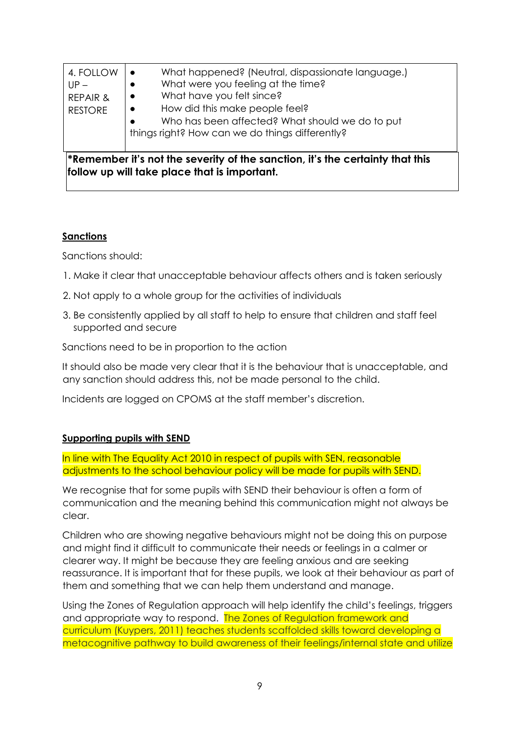| 4. FOLLOW UP – REPAIR & RESTORE | • What happened? (Neutral, dispassionate language.)<br>• What were you feeling at the time?<br>• What have you felt since?<br>• How did this make people feel?<br>• Who has been affected? What should we do to put things right? How can we do things differently? |
|---|---|

**\*Remember it's not the severity of the sanction, it's the certainty that this follow up will take place that is important.**

## Sanctions

Sanctions should:

1. Make it clear that unacceptable behaviour affects others and is taken seriously
2. Not apply to a whole group for the activities of individuals
3. Be consistently applied by all staff to help to ensure that children and staff feel supported and secure

Sanctions need to be in proportion to the action

It should also be made very clear that it is the behaviour that is unacceptable, and any sanction should address this, not be made personal to the child.

Incidents are logged on CPOMS at the staff member's discretion.

## Supporting pupils with SEND

In line with The Equality Act 2010 in respect of pupils with SEN, reasonable adjustments to the school behaviour policy will be made for pupils with SEND.

We recognise that for some pupils with SEND their behaviour is often a form of communication and the meaning behind this communication might not always be clear.

Children who are showing negative behaviours might not be doing this on purpose and might find it difficult to communicate their needs or feelings in a calmer or clearer way. It might be because they are feeling anxious and are seeking reassurance. It is important that for these pupils, we look at their behaviour as part of them and something that we can help them understand and manage.

Using the Zones of Regulation approach will help identify the child's feelings, triggers and appropriate way to respond. The Zones of Regulation framework and curriculum (Kuypers, 2011) teaches students scaffolded skills toward developing a metacognitive pathway to build awareness of their feelings/internal state and utilize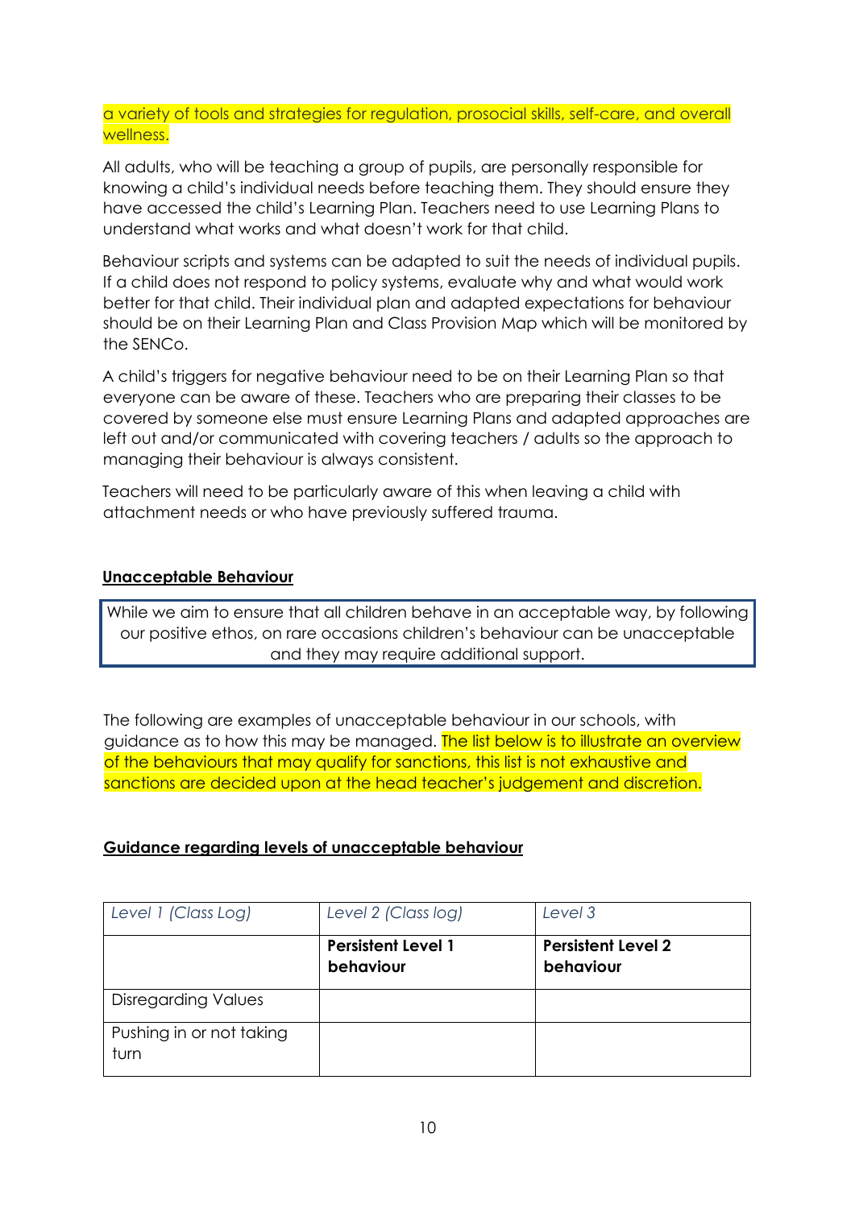a variety of tools and strategies for regulation, prosocial skills, self-care, and overall wellness.

All adults, who will be teaching a group of pupils, are personally responsible for knowing a child's individual needs before teaching them. They should ensure they have accessed the child's Learning Plan. Teachers need to use Learning Plans to understand what works and what doesn't work for that child.

Behaviour scripts and systems can be adapted to suit the needs of individual pupils. If a child does not respond to policy systems, evaluate why and what would work better for that child. Their individual plan and adapted expectations for behaviour should be on their Learning Plan and Class Provision Map which will be monitored by the SENCo.

A child's triggers for negative behaviour need to be on their Learning Plan so that everyone can be aware of these. Teachers who are preparing their classes to be covered by someone else must ensure Learning Plans and adapted approaches are left out and/or communicated with covering teachers / adults so the approach to managing their behaviour is always consistent.

Teachers will need to be particularly aware of this when leaving a child with attachment needs or who have previously suffered trauma.

## Unacceptable Behaviour

While we aim to ensure that all children behave in an acceptable way, by following our positive ethos, on rare occasions children's behaviour can be unacceptable and they may require additional support.

The following are examples of unacceptable behaviour in our schools, with guidance as to how this may be managed. The list below is to illustrate an overview of the behaviours that may qualify for sanctions, this list is not exhaustive and sanctions are decided upon at the head teacher's judgement and discretion.

### Guidance regarding levels of unacceptable behaviour

| *Level 1 (Class Log)* | *Level 2 (Class log)* | *Level 3* |
|---|---|---|
| | **Persistent Level 1 behaviour** | **Persistent Level 2 behaviour** |
| Disregarding Values | | |
| Pushing in or not taking turn | | |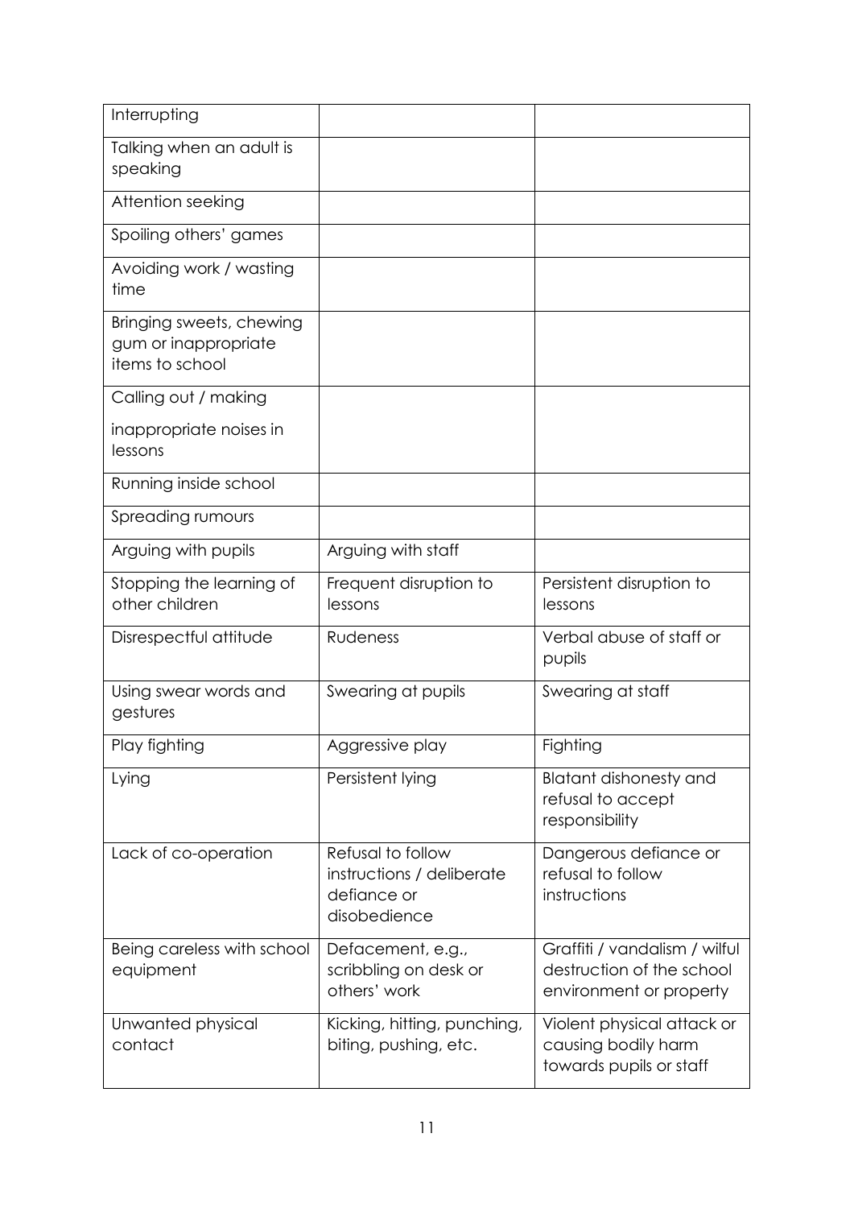| | | |
|---|---|---|
| Interrupting | | |
| Talking when an adult is speaking | | |
| Attention seeking | | |
| Spoiling others' games | | |
| Avoiding work / wasting time | | |
| Bringing sweets, chewing gum or inappropriate items to school | | |
| Calling out / making inappropriate noises in lessons | | |
| Running inside school | | |
| Spreading rumours | | |
| Arguing with pupils | Arguing with staff | |
| Stopping the learning of other children | Frequent disruption to lessons | Persistent disruption to lessons |
| Disrespectful attitude | Rudeness | Verbal abuse of staff or pupils |
| Using swear words and gestures | Swearing at pupils | Swearing at staff |
| Play fighting | Aggressive play | Fighting |
| Lying | Persistent lying | Blatant dishonesty and refusal to accept responsibility |
| Lack of co-operation | Refusal to follow instructions / deliberate defiance or disobedience | Dangerous defiance or refusal to follow instructions |
| Being careless with school equipment | Defacement, e.g., scribbling on desk or others' work | Graffiti / vandalism / wilful destruction of the school environment or property |
| Unwanted physical contact | Kicking, hitting, punching, biting, pushing, etc. | Violent physical attack or causing bodily harm towards pupils or staff |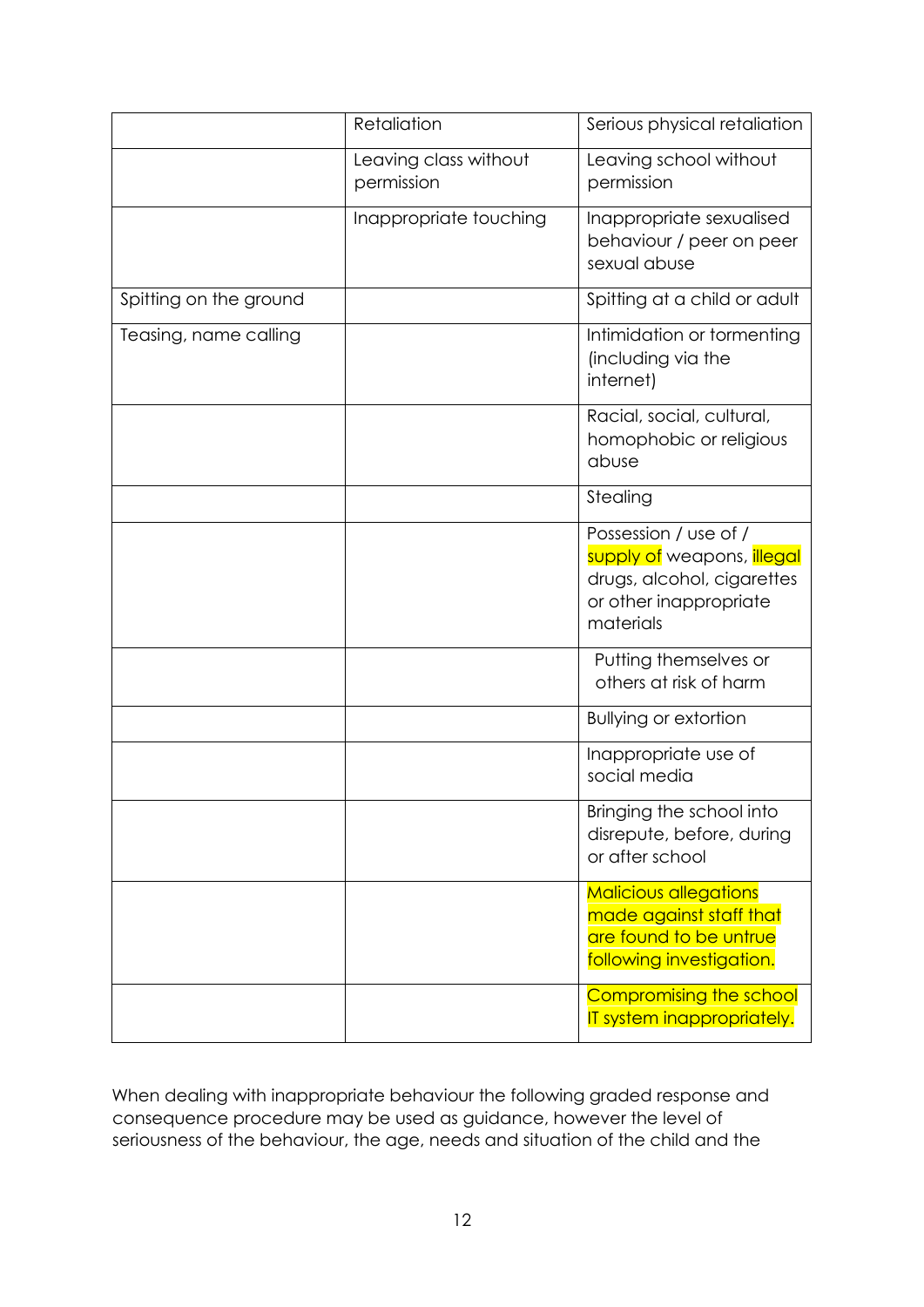| | | |
|---|---|---|
| | Retaliation | Serious physical retaliation |
| | Leaving class without permission | Leaving school without permission |
| | Inappropriate touching | Inappropriate sexualised behaviour / peer on peer sexual abuse |
| Spitting on the ground | | Spitting at a child or adult |
| Teasing, name calling | | Intimidation or tormenting (including via the internet) |
| | | Racial, social, cultural, homophobic or religious abuse |
| | | Stealing |
| | | Possession / use of / supply of weapons, illegal drugs, alcohol, cigarettes or other inappropriate materials |
| | | Putting themselves or others at risk of harm |
| | | Bullying or extortion |
| | | Inappropriate use of social media |
| | | Bringing the school into disrepute, before, during or after school |
| | | Malicious allegations made against staff that are found to be untrue following investigation. |
| | | Compromising the school IT system inappropriately. |

When dealing with inappropriate behaviour the following graded response and consequence procedure may be used as guidance, however the level of seriousness of the behaviour, the age, needs and situation of the child and the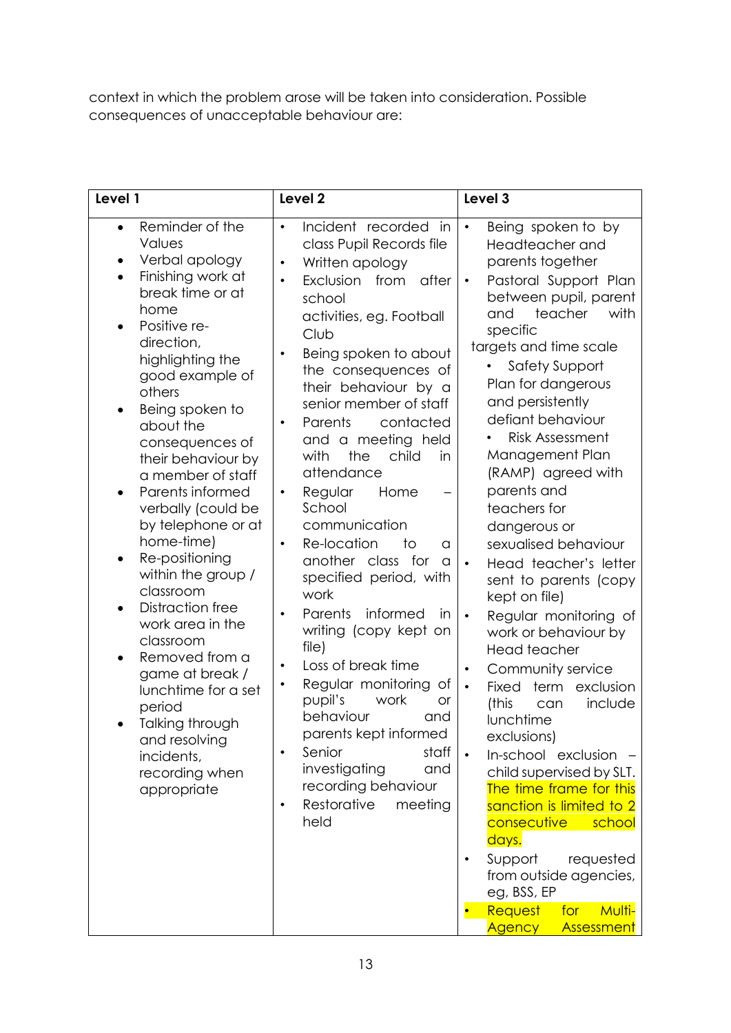context in which the problem arose will be taken into consideration. Possible consequences of unacceptable behaviour are:

| Level 1 | Level 2 | Level 3 |
|---|---|---|
| • Reminder of the Values<br>• Verbal apology<br>• Finishing work at break time or at home<br>• Positive re-direction, highlighting the good example of others<br>• Being spoken to about the consequences of their behaviour by a member of staff<br>• Parents informed verbally (could be by telephone or at home-time)<br>• Re-positioning within the group / classroom<br>• Distraction free work area in the classroom<br>• Removed from a game at break / lunchtime for a set period<br>• Talking through and resolving incidents, recording when appropriate | • Incident recorded in class Pupil Records file<br>• Written apology<br>• Exclusion from after school activities, eg. Football Club<br>• Being spoken to about the consequences of their behaviour by a senior member of staff<br>• Parents contacted and a meeting held with the child in attendance<br>• Regular Home – School communication<br>• Re-location to a another class for a specified period, with work<br>• Parents informed in writing (copy kept on file)<br>• Loss of break time<br>• Regular monitoring of pupil's work or behaviour and parents kept informed<br>• Senior staff investigating and recording behaviour<br>• Restorative meeting held | • Being spoken to by Headteacher and parents together<br>• Pastoral Support Plan between pupil, parent and teacher with specific targets and time scale<br>• Safety Support Plan for dangerous and persistently defiant behaviour<br>• Risk Assessment Management Plan (RAMP) agreed with parents and teachers for dangerous or sexualised behaviour<br>• Head teacher's letter sent to parents (copy kept on file)<br>• Regular monitoring of work or behaviour by Head Teacher<br>• Community service<br>• Fixed term exclusion (this can include lunchtime exclusions)<br>• In-school exclusion – child supervised by SLT. The time frame for this sanction is limited to 2 consecutive school days.<br>• Support requested from outside agencies, eg, BSS, EP<br>• Request for Multi-Agency Assessment |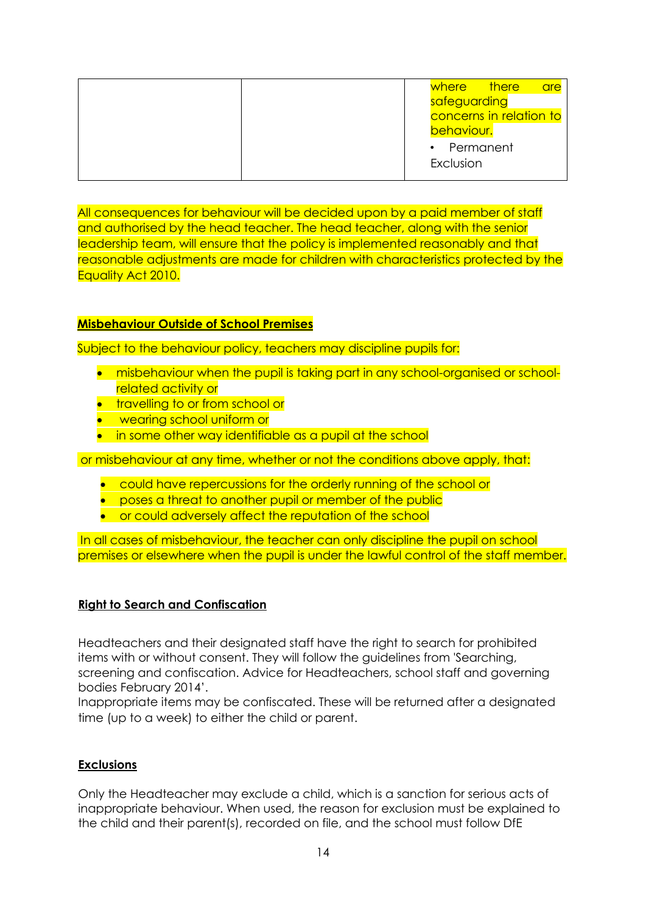| | | where there are safeguarding concerns in relation to behaviour.<br>• Permanent Exclusion |
|---|---|---|

All consequences for behaviour will be decided upon by a paid member of staff and authorised by the head teacher. The head teacher, along with the senior leadership team, will ensure that the policy is implemented reasonably and that reasonable adjustments are made for children with characteristics protected by the Equality Act 2010.

**Misbehaviour Outside of School Premises**

Subject to the behaviour policy, teachers may discipline pupils for:

- misbehaviour when the pupil is taking part in any school-organised or school-related activity or
- travelling to or from school or
- wearing school uniform or
- in some other way identifiable as a pupil at the school

or misbehaviour at any time, whether or not the conditions above apply, that:

- could have repercussions for the orderly running of the school or
- poses a threat to another pupil or member of the public
- or could adversely affect the reputation of the school

In all cases of misbehaviour, the teacher can only discipline the pupil on school premises or elsewhere when the pupil is under the lawful control of the staff member.

**Right to Search and Confiscation**

Headteachers and their designated staff have the right to search for prohibited items with or without consent. They will follow the guidelines from 'Searching, screening and confiscation. Advice for Headteachers, school staff and governing bodies February 2014'.
Inappropriate items may be confiscated. These will be returned after a designated time (up to a week) to either the child or parent.

**Exclusions**

Only the Headteacher may exclude a child, which is a sanction for serious acts of inappropriate behaviour. When used, the reason for exclusion must be explained to the child and their parent(s), recorded on file, and the school must follow DfE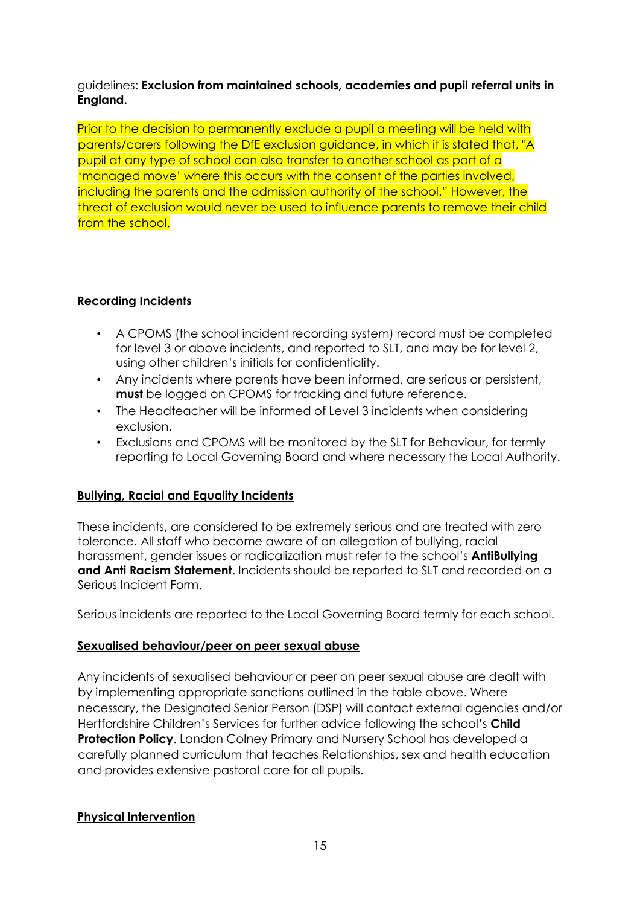guidelines: **Exclusion from maintained schools, academies and pupil referral units in England.**

Prior to the decision to permanently exclude a pupil a meeting will be held with parents/carers following the DfE exclusion guidance, in which it is stated that, "A pupil at any type of school can also transfer to another school as part of a 'managed move' where this occurs with the consent of the parties involved, including the parents and the admission authority of the school." However, the threat of exclusion would never be used to influence parents to remove their child from the school.

## Recording Incidents

- A CPOMS (the school incident recording system) record must be completed for level 3 or above incidents, and reported to SLT, and may be for level 2, using other children's initials for confidentiality.
- Any incidents where parents have been informed, are serious or persistent, **must** be logged on CPOMS for tracking and future reference.
- The Headteacher will be informed of Level 3 incidents when considering exclusion.
- Exclusions and CPOMS will be monitored by the SLT for Behaviour, for termly reporting to Local Governing Board and where necessary the Local Authority.

## Bullying, Racial and Equality Incidents

These incidents, are considered to be extremely serious and are treated with zero tolerance. All staff who become aware of an allegation of bullying, racial harassment, gender issues or radicalization must refer to the school's **AntiBullying and Anti Racism Statement**. Incidents should be reported to SLT and recorded on a Serious Incident Form.

Serious incidents are reported to the Local Governing Board termly for each school.

## Sexualised behaviour/peer on peer sexual abuse

Any incidents of sexualised behaviour or peer on peer sexual abuse are dealt with by implementing appropriate sanctions outlined in the table above. Where necessary, the Designated Senior Person (DSP) will contact external agencies and/or Hertfordshire Children's Services for further advice following the school's **Child Protection Policy**. London Colney Primary and Nursery School has developed a carefully planned curriculum that teaches Relationships, sex and health education and provides extensive pastoral care for all pupils.

## Physical Intervention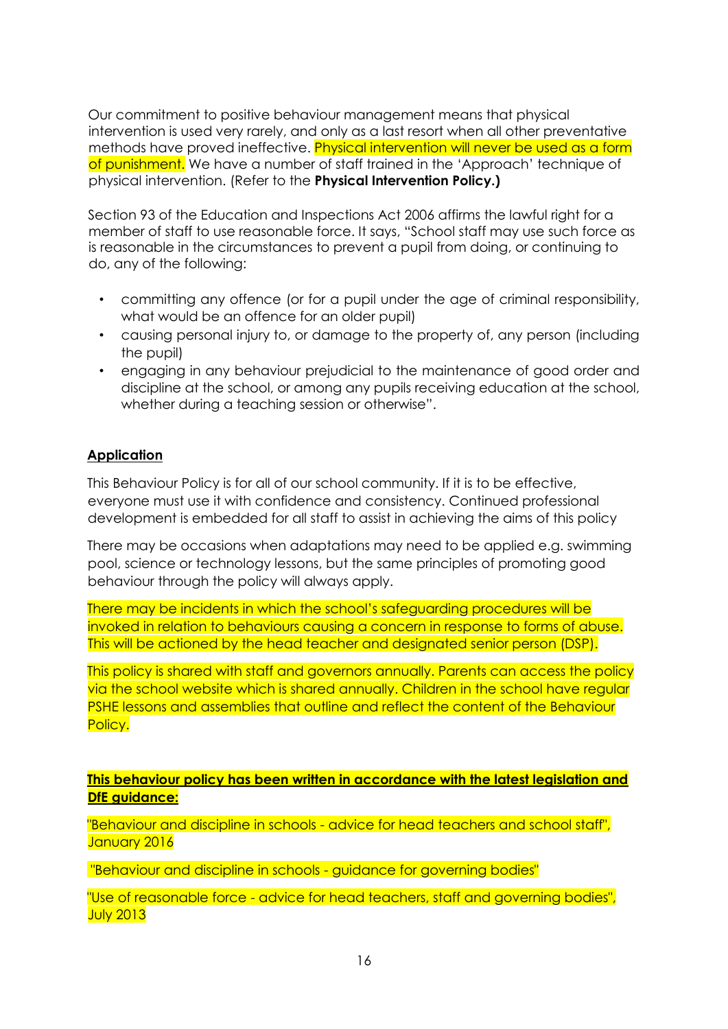Our commitment to positive behaviour management means that physical intervention is used very rarely, and only as a last resort when all other preventative methods have proved ineffective. Physical intervention will never be used as a form of punishment. We have a number of staff trained in the 'Approach' technique of physical intervention. (Refer to the **Physical Intervention Policy.)**

Section 93 of the Education and Inspections Act 2006 affirms the lawful right for a member of staff to use reasonable force. It says, "School staff may use such force as is reasonable in the circumstances to prevent a pupil from doing, or continuing to do, any of the following:

- committing any offence (or for a pupil under the age of criminal responsibility, what would be an offence for an older pupil)
- causing personal injury to, or damage to the property of, any person (including the pupil)
- engaging in any behaviour prejudicial to the maintenance of good order and discipline at the school, or among any pupils receiving education at the school, whether during a teaching session or otherwise".

## Application

This Behaviour Policy is for all of our school community. If it is to be effective, everyone must use it with confidence and consistency. Continued professional development is embedded for all staff to assist in achieving the aims of this policy

There may be occasions when adaptations may need to be applied e.g. swimming pool, science or technology lessons, but the same principles of promoting good behaviour through the policy will always apply.

There may be incidents in which the school's safeguarding procedures will be invoked in relation to behaviours causing a concern in response to forms of abuse. This will be actioned by the head teacher and designated senior person (DSP).

This policy is shared with staff and governors annually. Parents can access the policy via the school website which is shared annually. Children in the school have regular PSHE lessons and assemblies that outline and reflect the content of the Behaviour Policy.

**This behaviour policy has been written in accordance with the latest legislation and DfE guidance:**

"Behaviour and discipline in schools - advice for head teachers and school staff", January 2016

"Behaviour and discipline in schools - guidance for governing bodies"

"Use of reasonable force - advice for head teachers, staff and governing bodies", July 2013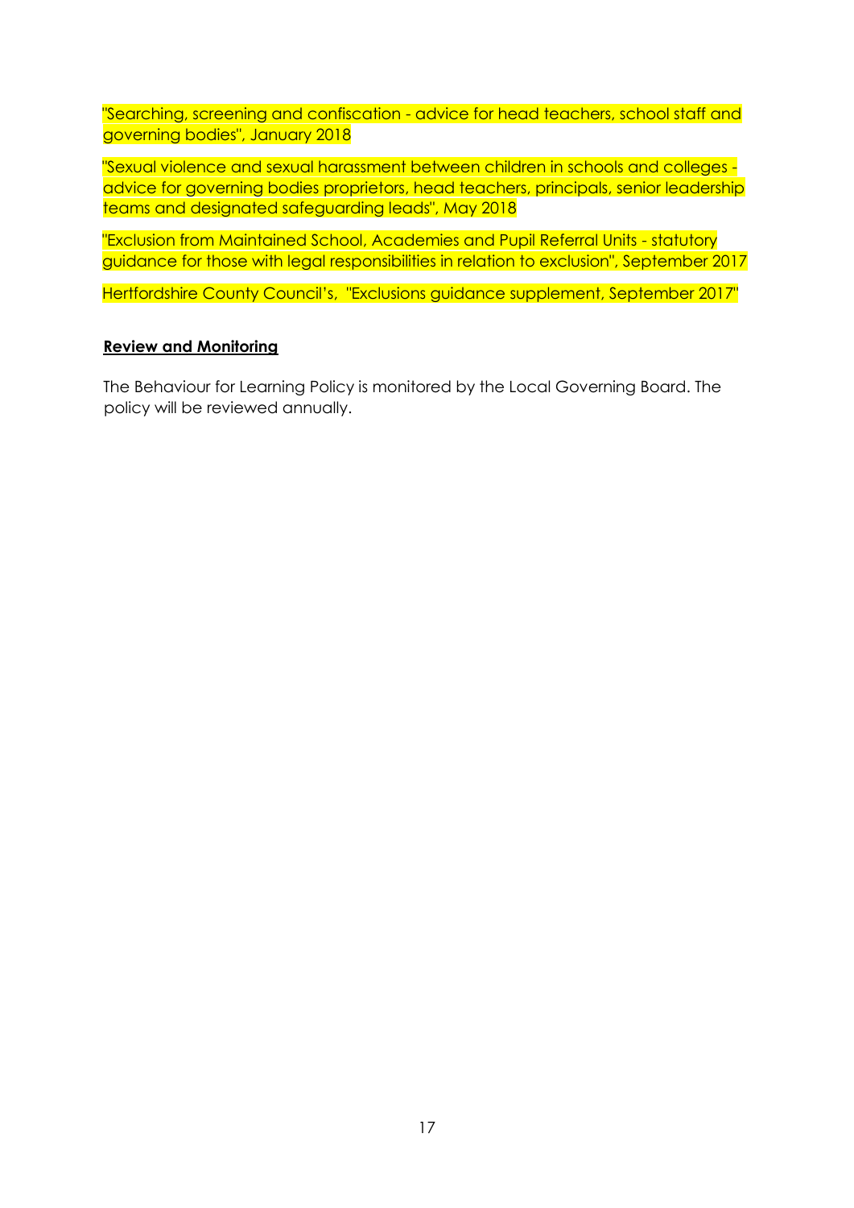"Searching, screening and confiscation - advice for head teachers, school staff and governing bodies", January 2018

"Sexual violence and sexual harassment between children in schools and colleges - advice for governing bodies proprietors, head teachers, principals, senior leadership teams and designated safeguarding leads", May 2018

"Exclusion from Maintained School, Academies and Pupil Referral Units - statutory guidance for those with legal responsibilities in relation to exclusion", September 2017

Hertfordshire County Council's, "Exclusions guidance supplement, September 2017"

**Review and Monitoring**

The Behaviour for Learning Policy is monitored by the Local Governing Board. The policy will be reviewed annually.